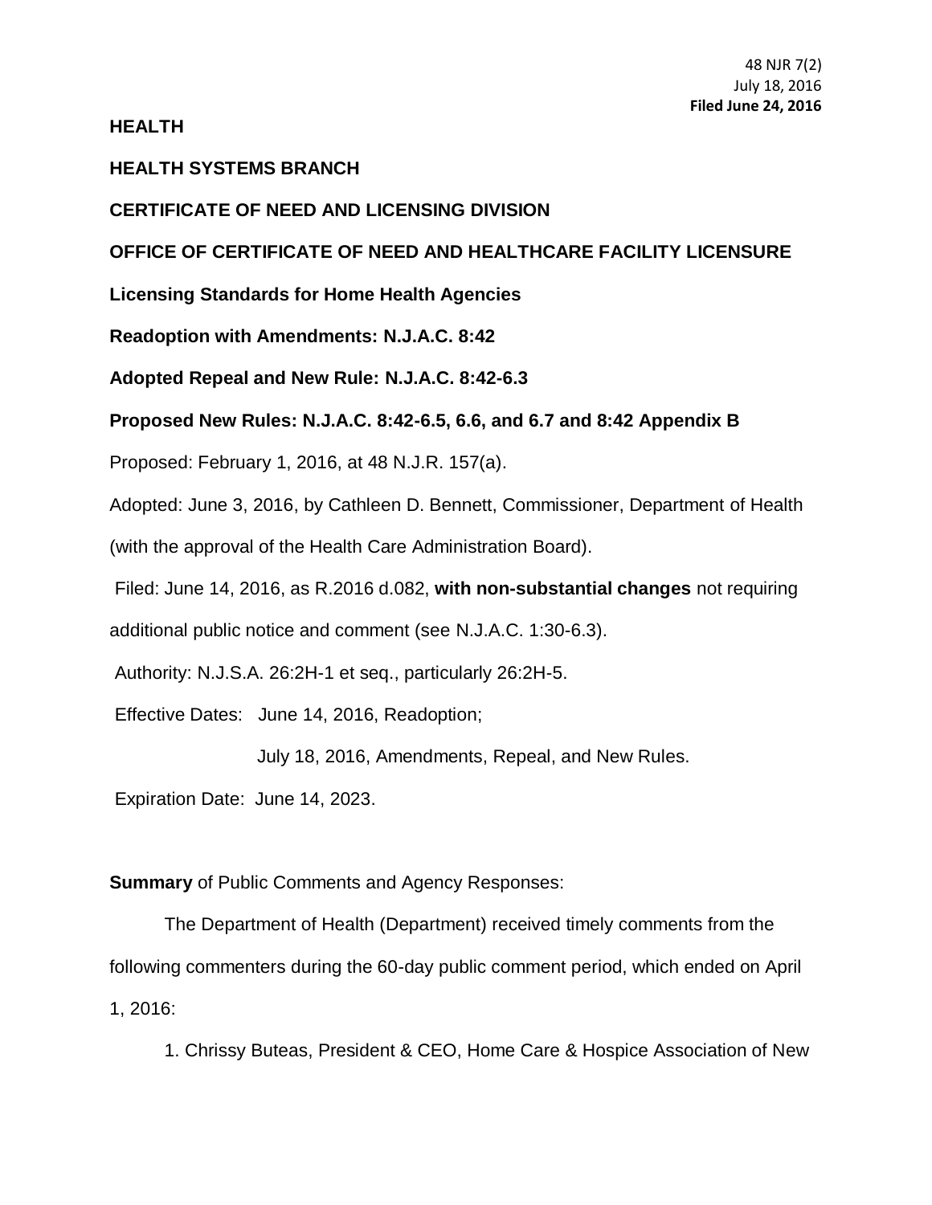48 NJR 7(2)
July 18, 2016
**Filed June 24, 2016**

**HEALTH**

**HEALTH SYSTEMS BRANCH**

**CERTIFICATE OF NEED AND LICENSING DIVISION**

**OFFICE OF CERTIFICATE OF NEED AND HEALTHCARE FACILITY LICENSURE**

**Licensing Standards for Home Health Agencies**

**Readoption with Amendments: N.J.A.C. 8:42**

**Adopted Repeal and New Rule: N.J.A.C. 8:42-6.3**

**Proposed New Rules: N.J.A.C. 8:42-6.5, 6.6, and 6.7 and 8:42 Appendix B**

Proposed: February 1, 2016, at 48 N.J.R. 157(a).

Adopted: June 3, 2016, by Cathleen D. Bennett, Commissioner, Department of Health (with the approval of the Health Care Administration Board).

Filed: June 14, 2016, as R.2016 d.082, **with non-substantial changes** not requiring additional public notice and comment (see N.J.A.C. 1:30-6.3).

Authority: N.J.S.A. 26:2H-1 et seq., particularly 26:2H-5.

Effective Dates: June 14, 2016, Readoption;

July 18, 2016, Amendments, Repeal, and New Rules.

Expiration Date: June 14, 2023.

**Summary** of Public Comments and Agency Responses:

The Department of Health (Department) received timely comments from the following commenters during the 60-day public comment period, which ended on April 1, 2016:

1. Chrissy Buteas, President & CEO, Home Care & Hospice Association of New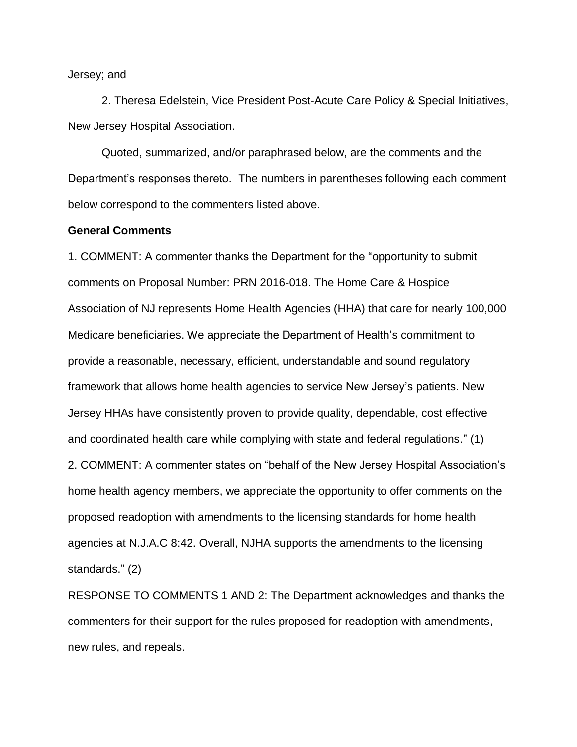Jersey; and

2. Theresa Edelstein, Vice President Post-Acute Care Policy & Special Initiatives, New Jersey Hospital Association.

Quoted, summarized, and/or paraphrased below, are the comments and the Department's responses thereto. The numbers in parentheses following each comment below correspond to the commenters listed above.

**General Comments**

1. COMMENT: A commenter thanks the Department for the "opportunity to submit comments on Proposal Number: PRN 2016-018. The Home Care & Hospice Association of NJ represents Home Health Agencies (HHA) that care for nearly 100,000 Medicare beneficiaries. We appreciate the Department of Health's commitment to provide a reasonable, necessary, efficient, understandable and sound regulatory framework that allows home health agencies to service New Jersey's patients. New Jersey HHAs have consistently proven to provide quality, dependable, cost effective and coordinated health care while complying with state and federal regulations." (1)

2. COMMENT: A commenter states on "behalf of the New Jersey Hospital Association's home health agency members, we appreciate the opportunity to offer comments on the proposed readoption with amendments to the licensing standards for home health agencies at N.J.A.C 8:42. Overall, NJHA supports the amendments to the licensing standards." (2)

RESPONSE TO COMMENTS 1 AND 2: The Department acknowledges and thanks the commenters for their support for the rules proposed for readoption with amendments, new rules, and repeals.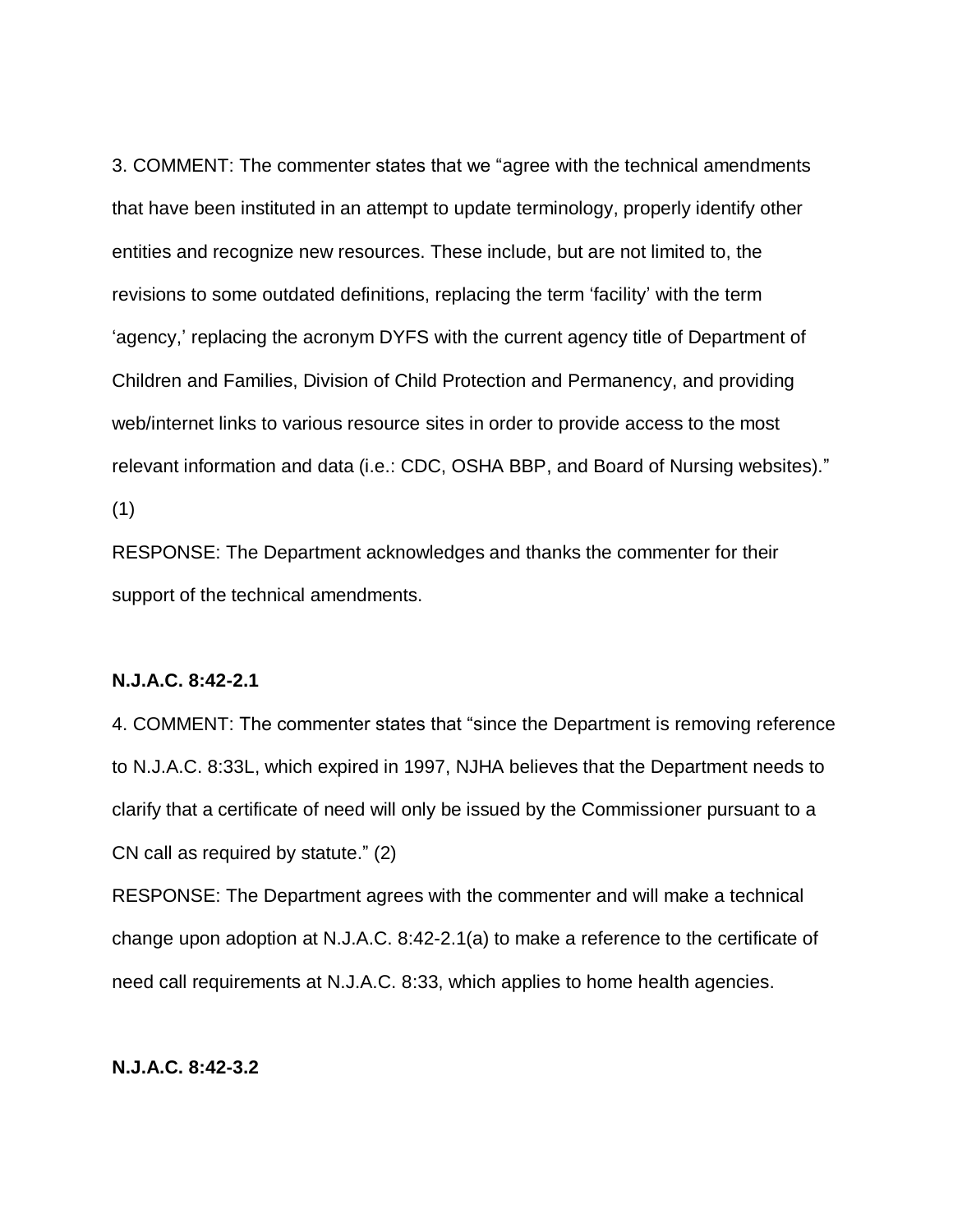3. COMMENT: The commenter states that we "agree with the technical amendments that have been instituted in an attempt to update terminology, properly identify other entities and recognize new resources. These include, but are not limited to, the revisions to some outdated definitions, replacing the term 'facility' with the term 'agency,' replacing the acronym DYFS with the current agency title of Department of Children and Families, Division of Child Protection and Permanency, and providing web/internet links to various resource sites in order to provide access to the most relevant information and data (i.e.: CDC, OSHA BBP, and Board of Nursing websites)." (1)

RESPONSE: The Department acknowledges and thanks the commenter for their support of the technical amendments.

**N.J.A.C. 8:42-2.1**

4. COMMENT: The commenter states that "since the Department is removing reference to N.J.A.C. 8:33L, which expired in 1997, NJHA believes that the Department needs to clarify that a certificate of need will only be issued by the Commissioner pursuant to a CN call as required by statute." (2)

RESPONSE: The Department agrees with the commenter and will make a technical change upon adoption at N.J.A.C. 8:42-2.1(a) to make a reference to the certificate of need call requirements at N.J.A.C. 8:33, which applies to home health agencies.

**N.J.A.C. 8:42-3.2**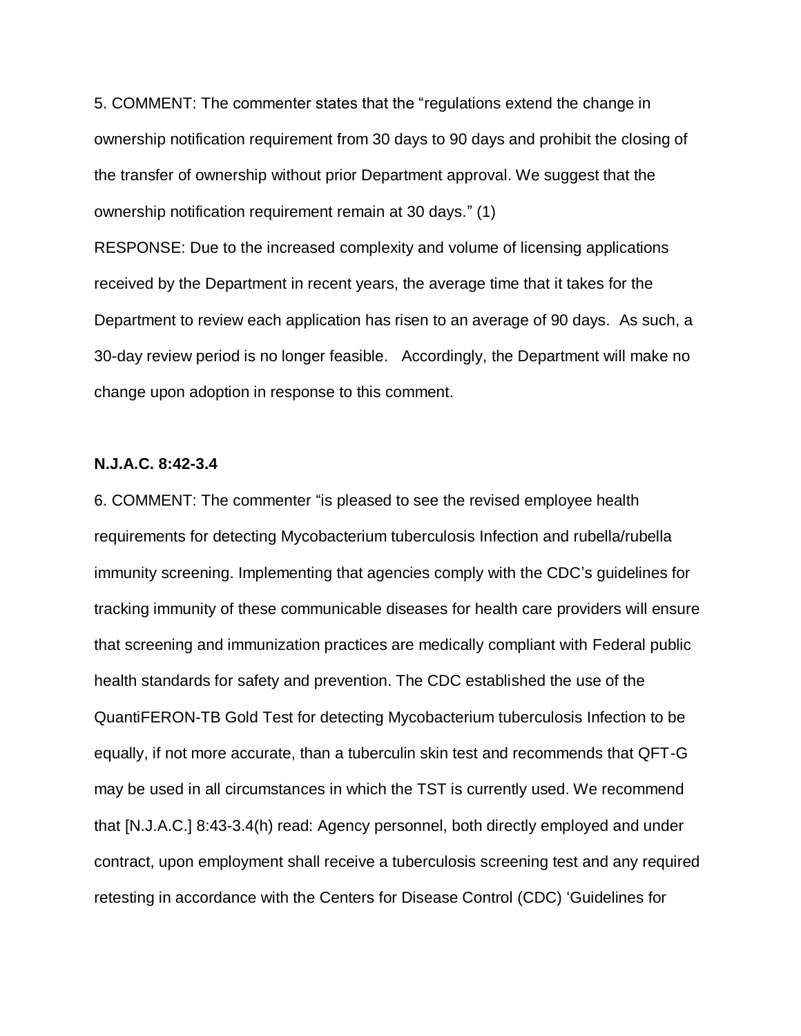5. COMMENT: The commenter states that the "regulations extend the change in ownership notification requirement from 30 days to 90 days and prohibit the closing of the transfer of ownership without prior Department approval. We suggest that the ownership notification requirement remain at 30 days." (1)

RESPONSE: Due to the increased complexity and volume of licensing applications received by the Department in recent years, the average time that it takes for the Department to review each application has risen to an average of 90 days. As such, a 30-day review period is no longer feasible. Accordingly, the Department will make no change upon adoption in response to this comment.

**N.J.A.C. 8:42-3.4**

6. COMMENT: The commenter "is pleased to see the revised employee health requirements for detecting Mycobacterium tuberculosis Infection and rubella/rubella immunity screening. Implementing that agencies comply with the CDC's guidelines for tracking immunity of these communicable diseases for health care providers will ensure that screening and immunization practices are medically compliant with Federal public health standards for safety and prevention. The CDC established the use of the QuantiFERON-TB Gold Test for detecting Mycobacterium tuberculosis Infection to be equally, if not more accurate, than a tuberculin skin test and recommends that QFT-G may be used in all circumstances in which the TST is currently used. We recommend that [N.J.A.C.] 8:43-3.4(h) read: Agency personnel, both directly employed and under contract, upon employment shall receive a tuberculosis screening test and any required retesting in accordance with the Centers for Disease Control (CDC) 'Guidelines for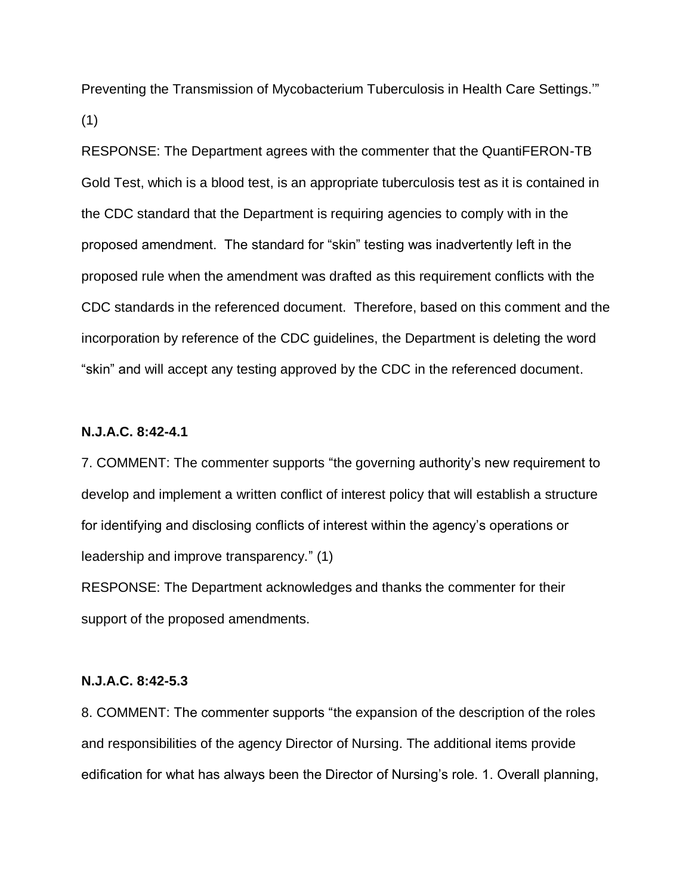Preventing the Transmission of Mycobacterium Tuberculosis in Health Care Settings.'" (1)

RESPONSE: The Department agrees with the commenter that the QuantiFERON-TB Gold Test, which is a blood test, is an appropriate tuberculosis test as it is contained in the CDC standard that the Department is requiring agencies to comply with in the proposed amendment. The standard for "skin" testing was inadvertently left in the proposed rule when the amendment was drafted as this requirement conflicts with the CDC standards in the referenced document. Therefore, based on this comment and the incorporation by reference of the CDC guidelines, the Department is deleting the word "skin" and will accept any testing approved by the CDC in the referenced document.

**N.J.A.C. 8:42-4.1**

7. COMMENT: The commenter supports "the governing authority's new requirement to develop and implement a written conflict of interest policy that will establish a structure for identifying and disclosing conflicts of interest within the agency's operations or leadership and improve transparency." (1)

RESPONSE: The Department acknowledges and thanks the commenter for their support of the proposed amendments.

**N.J.A.C. 8:42-5.3**

8. COMMENT: The commenter supports "the expansion of the description of the roles and responsibilities of the agency Director of Nursing. The additional items provide edification for what has always been the Director of Nursing's role. 1. Overall planning,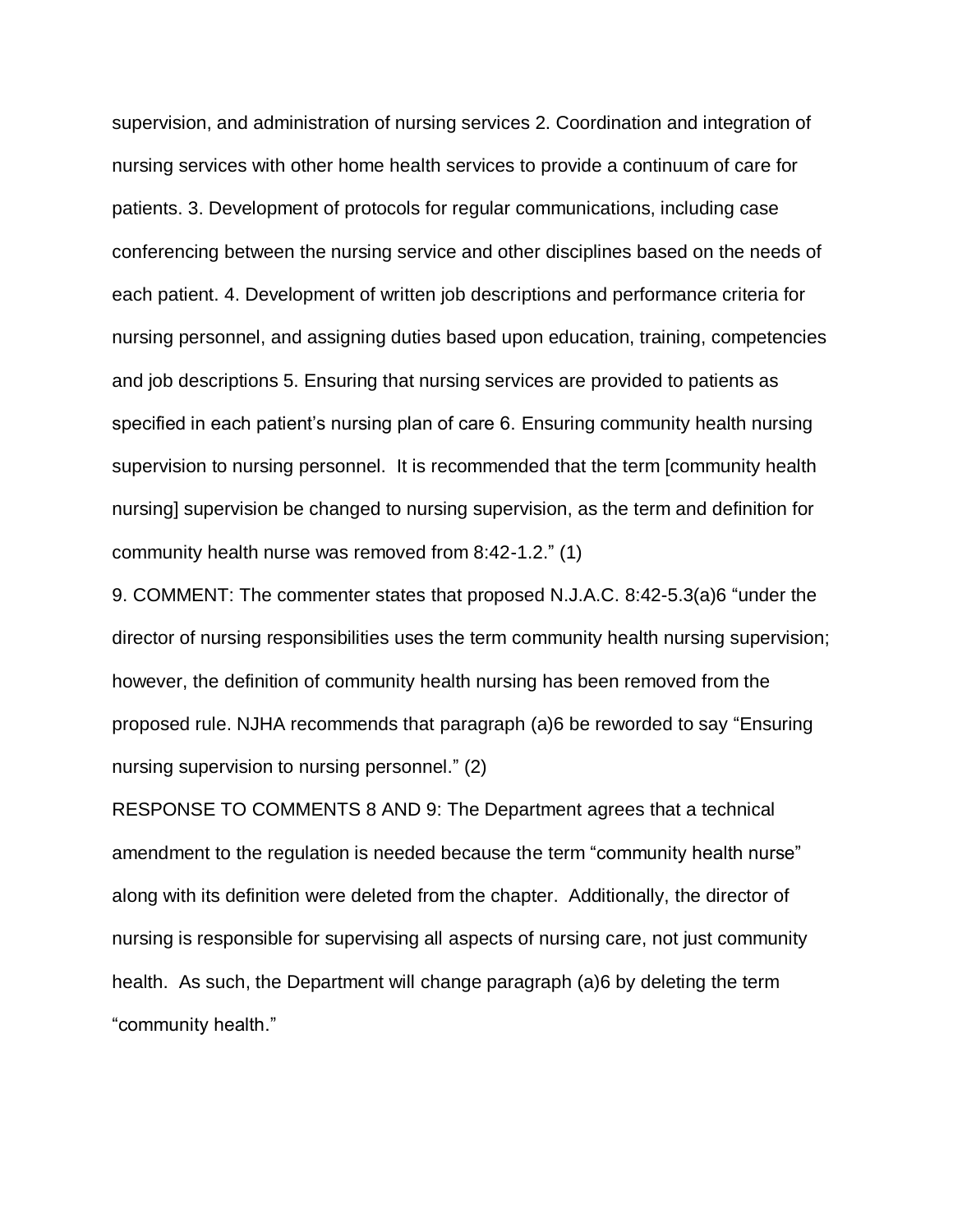supervision, and administration of nursing services 2. Coordination and integration of nursing services with other home health services to provide a continuum of care for patients. 3. Development of protocols for regular communications, including case conferencing between the nursing service and other disciplines based on the needs of each patient. 4. Development of written job descriptions and performance criteria for nursing personnel, and assigning duties based upon education, training, competencies and job descriptions 5. Ensuring that nursing services are provided to patients as specified in each patient's nursing plan of care 6. Ensuring community health nursing supervision to nursing personnel. It is recommended that the term [community health nursing] supervision be changed to nursing supervision, as the term and definition for community health nurse was removed from 8:42-1.2." (1)

9. COMMENT: The commenter states that proposed N.J.A.C. 8:42-5.3(a)6 "under the director of nursing responsibilities uses the term community health nursing supervision; however, the definition of community health nursing has been removed from the proposed rule. NJHA recommends that paragraph (a)6 be reworded to say "Ensuring nursing supervision to nursing personnel." (2)

RESPONSE TO COMMENTS 8 AND 9: The Department agrees that a technical amendment to the regulation is needed because the term "community health nurse" along with its definition were deleted from the chapter. Additionally, the director of nursing is responsible for supervising all aspects of nursing care, not just community health. As such, the Department will change paragraph (a)6 by deleting the term "community health."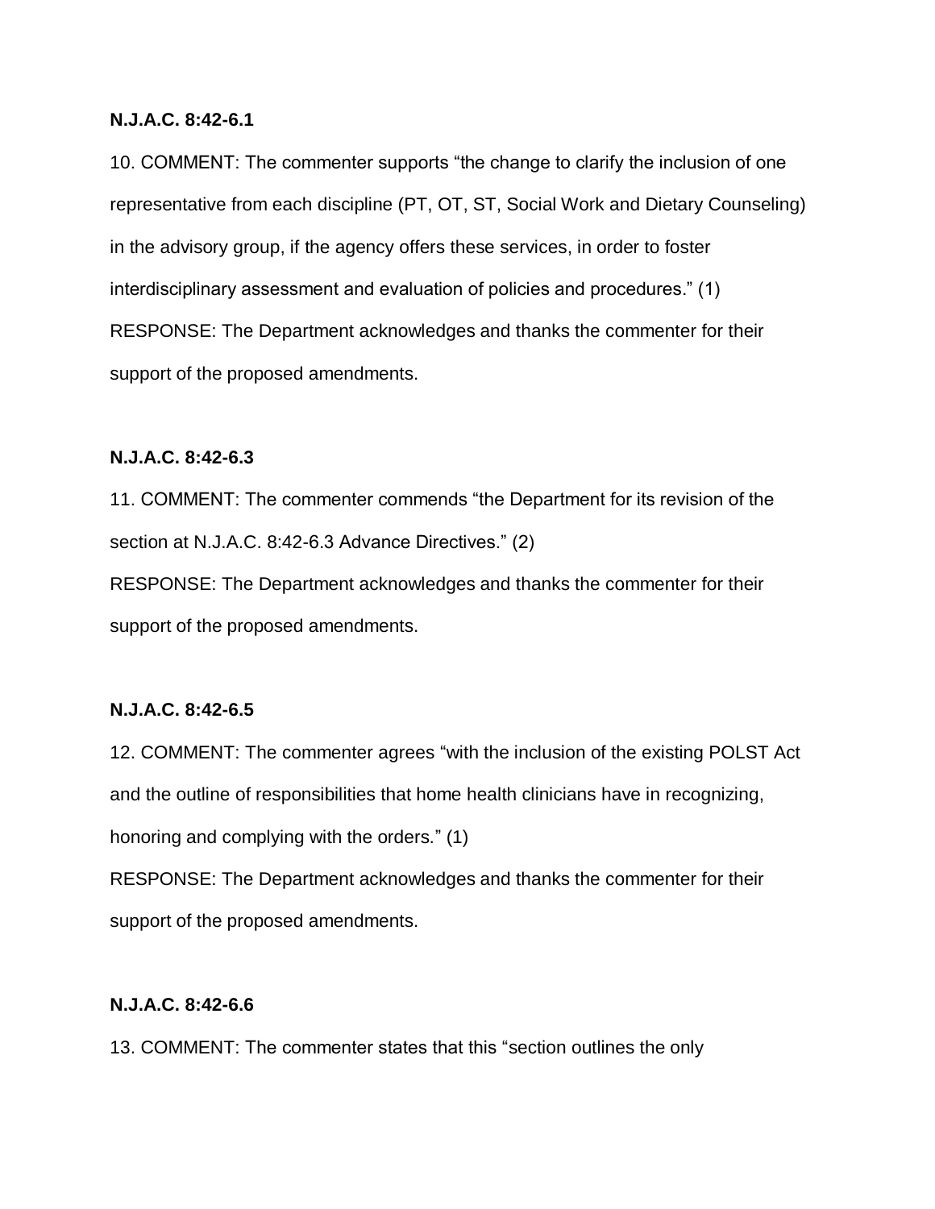**N.J.A.C. 8:42-6.1**

10. COMMENT: The commenter supports "the change to clarify the inclusion of one representative from each discipline (PT, OT, ST, Social Work and Dietary Counseling) in the advisory group, if the agency offers these services, in order to foster interdisciplinary assessment and evaluation of policies and procedures." (1)

RESPONSE: The Department acknowledges and thanks the commenter for their support of the proposed amendments.

**N.J.A.C. 8:42-6.3**

11. COMMENT: The commenter commends "the Department for its revision of the section at N.J.A.C. 8:42-6.3 Advance Directives." (2)

RESPONSE: The Department acknowledges and thanks the commenter for their support of the proposed amendments.

**N.J.A.C. 8:42-6.5**

12. COMMENT: The commenter agrees "with the inclusion of the existing POLST Act and the outline of responsibilities that home health clinicians have in recognizing, honoring and complying with the orders." (1)

RESPONSE: The Department acknowledges and thanks the commenter for their support of the proposed amendments.

**N.J.A.C. 8:42-6.6**

13. COMMENT: The commenter states that this "section outlines the only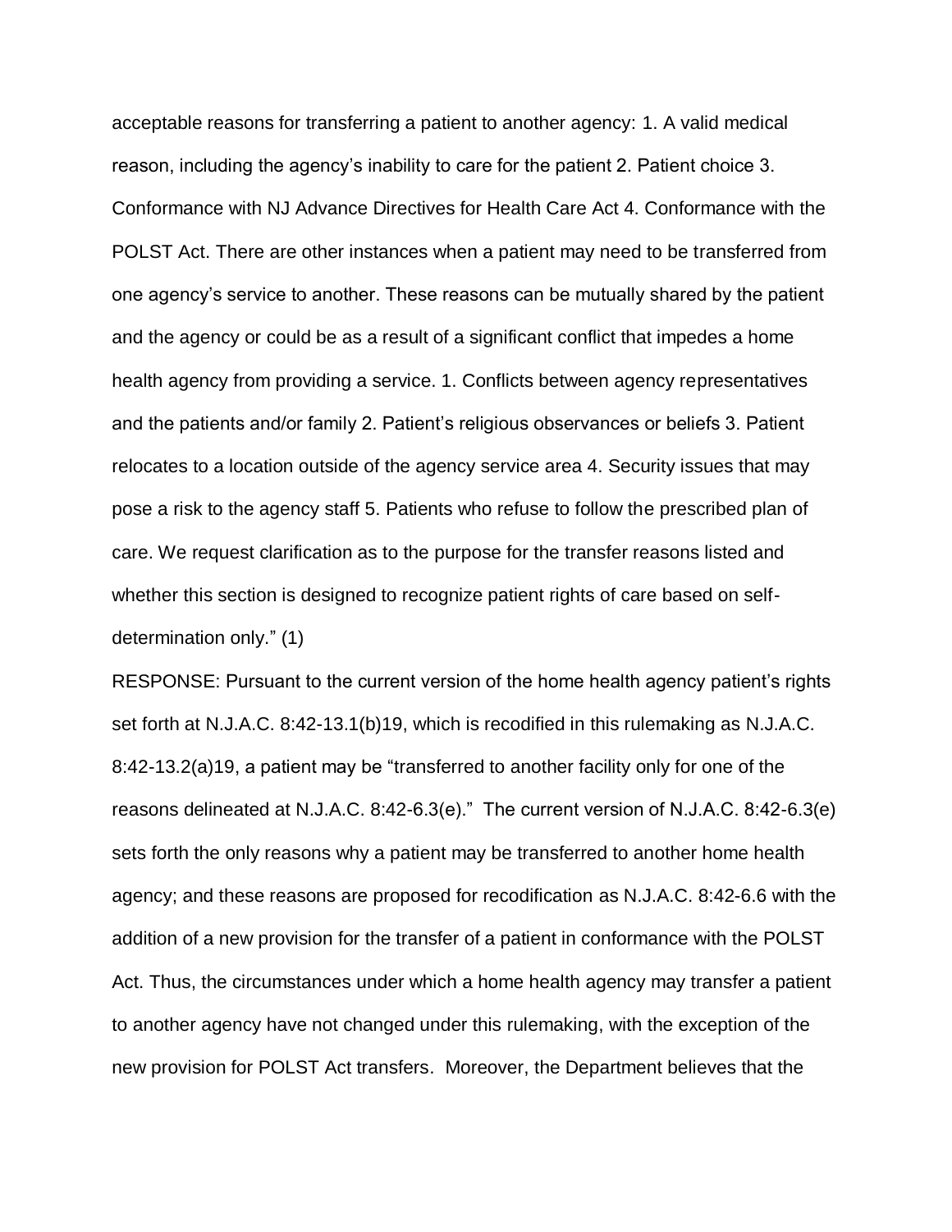acceptable reasons for transferring a patient to another agency: 1. A valid medical reason, including the agency's inability to care for the patient 2. Patient choice 3. Conformance with NJ Advance Directives for Health Care Act 4. Conformance with the POLST Act. There are other instances when a patient may need to be transferred from one agency's service to another. These reasons can be mutually shared by the patient and the agency or could be as a result of a significant conflict that impedes a home health agency from providing a service. 1. Conflicts between agency representatives and the patients and/or family 2. Patient's religious observances or beliefs 3. Patient relocates to a location outside of the agency service area 4. Security issues that may pose a risk to the agency staff 5. Patients who refuse to follow the prescribed plan of care. We request clarification as to the purpose for the transfer reasons listed and whether this section is designed to recognize patient rights of care based on self-determination only." (1)

RESPONSE: Pursuant to the current version of the home health agency patient's rights set forth at N.J.A.C. 8:42-13.1(b)19, which is recodified in this rulemaking as N.J.A.C. 8:42-13.2(a)19, a patient may be "transferred to another facility only for one of the reasons delineated at N.J.A.C. 8:42-6.3(e)." The current version of N.J.A.C. 8:42-6.3(e) sets forth the only reasons why a patient may be transferred to another home health agency; and these reasons are proposed for recodification as N.J.A.C. 8:42-6.6 with the addition of a new provision for the transfer of a patient in conformance with the POLST Act. Thus, the circumstances under which a home health agency may transfer a patient to another agency have not changed under this rulemaking, with the exception of the new provision for POLST Act transfers. Moreover, the Department believes that the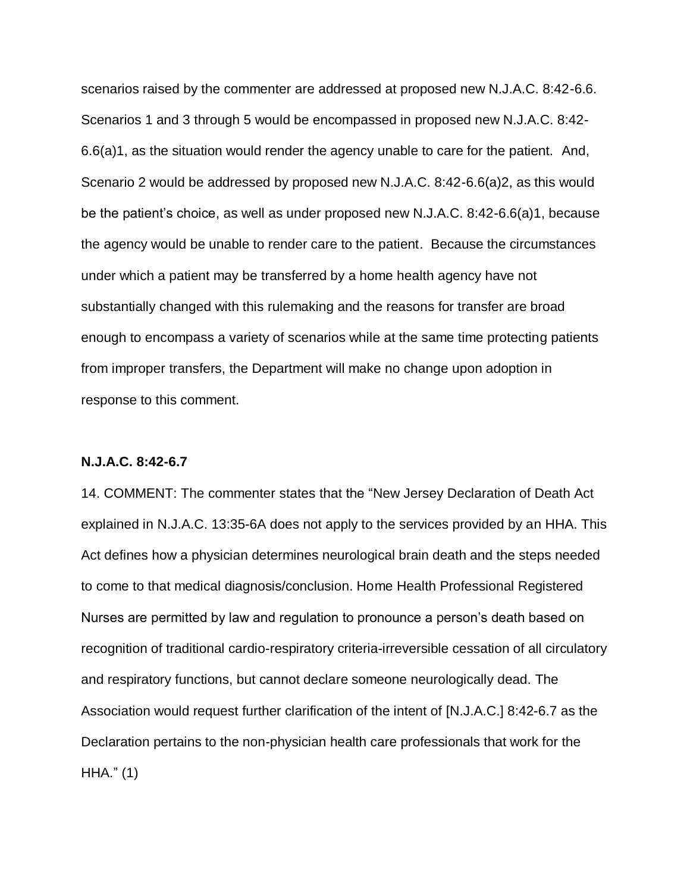scenarios raised by the commenter are addressed at proposed new N.J.A.C. 8:42-6.6. Scenarios 1 and 3 through 5 would be encompassed in proposed new N.J.A.C. 8:42-6.6(a)1, as the situation would render the agency unable to care for the patient. And, Scenario 2 would be addressed by proposed new N.J.A.C. 8:42-6.6(a)2, as this would be the patient's choice, as well as under proposed new N.J.A.C. 8:42-6.6(a)1, because the agency would be unable to render care to the patient. Because the circumstances under which a patient may be transferred by a home health agency have not substantially changed with this rulemaking and the reasons for transfer are broad enough to encompass a variety of scenarios while at the same time protecting patients from improper transfers, the Department will make no change upon adoption in response to this comment.

**N.J.A.C. 8:42-6.7**

14. COMMENT: The commenter states that the "New Jersey Declaration of Death Act explained in N.J.A.C. 13:35-6A does not apply to the services provided by an HHA. This Act defines how a physician determines neurological brain death and the steps needed to come to that medical diagnosis/conclusion. Home Health Professional Registered Nurses are permitted by law and regulation to pronounce a person's death based on recognition of traditional cardio-respiratory criteria-irreversible cessation of all circulatory and respiratory functions, but cannot declare someone neurologically dead. The Association would request further clarification of the intent of [N.J.A.C.] 8:42-6.7 as the Declaration pertains to the non-physician health care professionals that work for the HHA." (1)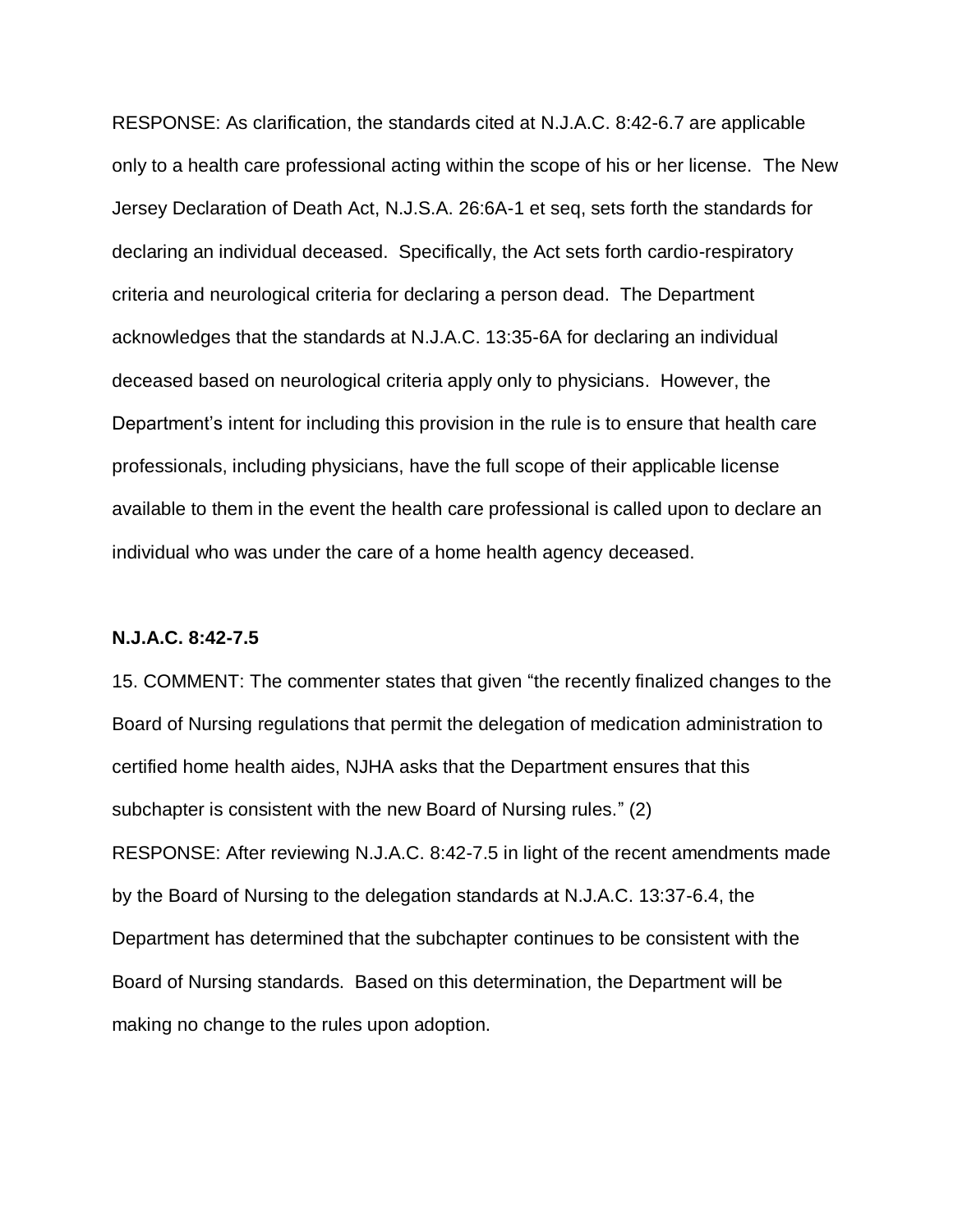RESPONSE: As clarification, the standards cited at N.J.A.C. 8:42-6.7 are applicable only to a health care professional acting within the scope of his or her license. The New Jersey Declaration of Death Act, N.J.S.A. 26:6A-1 et seq, sets forth the standards for declaring an individual deceased. Specifically, the Act sets forth cardio-respiratory criteria and neurological criteria for declaring a person dead. The Department acknowledges that the standards at N.J.A.C. 13:35-6A for declaring an individual deceased based on neurological criteria apply only to physicians. However, the Department's intent for including this provision in the rule is to ensure that health care professionals, including physicians, have the full scope of their applicable license available to them in the event the health care professional is called upon to declare an individual who was under the care of a home health agency deceased.

**N.J.A.C. 8:42-7.5**

15. COMMENT: The commenter states that given "the recently finalized changes to the Board of Nursing regulations that permit the delegation of medication administration to certified home health aides, NJHA asks that the Department ensures that this subchapter is consistent with the new Board of Nursing rules." (2)

RESPONSE: After reviewing N.J.A.C. 8:42-7.5 in light of the recent amendments made by the Board of Nursing to the delegation standards at N.J.A.C. 13:37-6.4, the Department has determined that the subchapter continues to be consistent with the Board of Nursing standards. Based on this determination, the Department will be making no change to the rules upon adoption.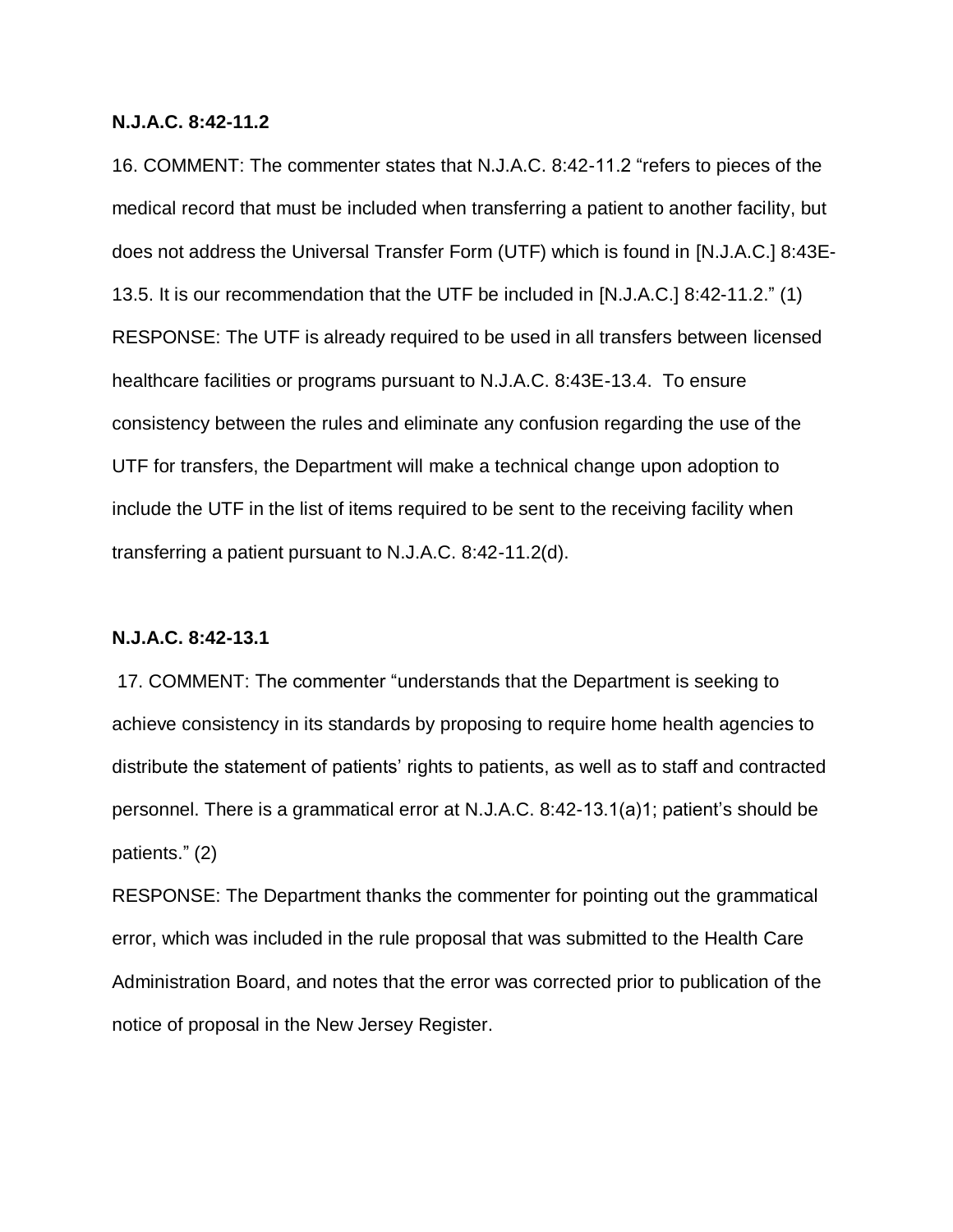**N.J.A.C. 8:42-11.2**

16. COMMENT: The commenter states that N.J.A.C. 8:42-11.2 "refers to pieces of the medical record that must be included when transferring a patient to another facility, but does not address the Universal Transfer Form (UTF) which is found in [N.J.A.C.] 8:43E-13.5. It is our recommendation that the UTF be included in [N.J.A.C.] 8:42-11.2." (1)

RESPONSE: The UTF is already required to be used in all transfers between licensed healthcare facilities or programs pursuant to N.J.A.C. 8:43E-13.4. To ensure consistency between the rules and eliminate any confusion regarding the use of the UTF for transfers, the Department will make a technical change upon adoption to include the UTF in the list of items required to be sent to the receiving facility when transferring a patient pursuant to N.J.A.C. 8:42-11.2(d).

**N.J.A.C. 8:42-13.1**

17. COMMENT: The commenter "understands that the Department is seeking to achieve consistency in its standards by proposing to require home health agencies to distribute the statement of patients' rights to patients, as well as to staff and contracted personnel. There is a grammatical error at N.J.A.C. 8:42-13.1(a)1; patient's should be patients." (2)

RESPONSE: The Department thanks the commenter for pointing out the grammatical error, which was included in the rule proposal that was submitted to the Health Care Administration Board, and notes that the error was corrected prior to publication of the notice of proposal in the New Jersey Register.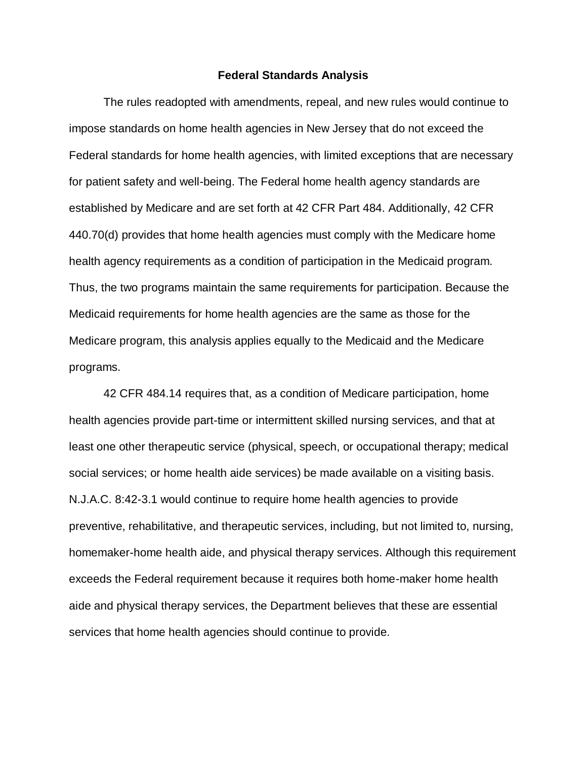## Federal Standards Analysis

The rules readopted with amendments, repeal, and new rules would continue to impose standards on home health agencies in New Jersey that do not exceed the Federal standards for home health agencies, with limited exceptions that are necessary for patient safety and well-being. The Federal home health agency standards are established by Medicare and are set forth at 42 CFR Part 484. Additionally, 42 CFR 440.70(d) provides that home health agencies must comply with the Medicare home health agency requirements as a condition of participation in the Medicaid program. Thus, the two programs maintain the same requirements for participation. Because the Medicaid requirements for home health agencies are the same as those for the Medicare program, this analysis applies equally to the Medicaid and the Medicare programs.

42 CFR 484.14 requires that, as a condition of Medicare participation, home health agencies provide part-time or intermittent skilled nursing services, and that at least one other therapeutic service (physical, speech, or occupational therapy; medical social services; or home health aide services) be made available on a visiting basis. N.J.A.C. 8:42-3.1 would continue to require home health agencies to provide preventive, rehabilitative, and therapeutic services, including, but not limited to, nursing, homemaker-home health aide, and physical therapy services. Although this requirement exceeds the Federal requirement because it requires both home-maker home health aide and physical therapy services, the Department believes that these are essential services that home health agencies should continue to provide.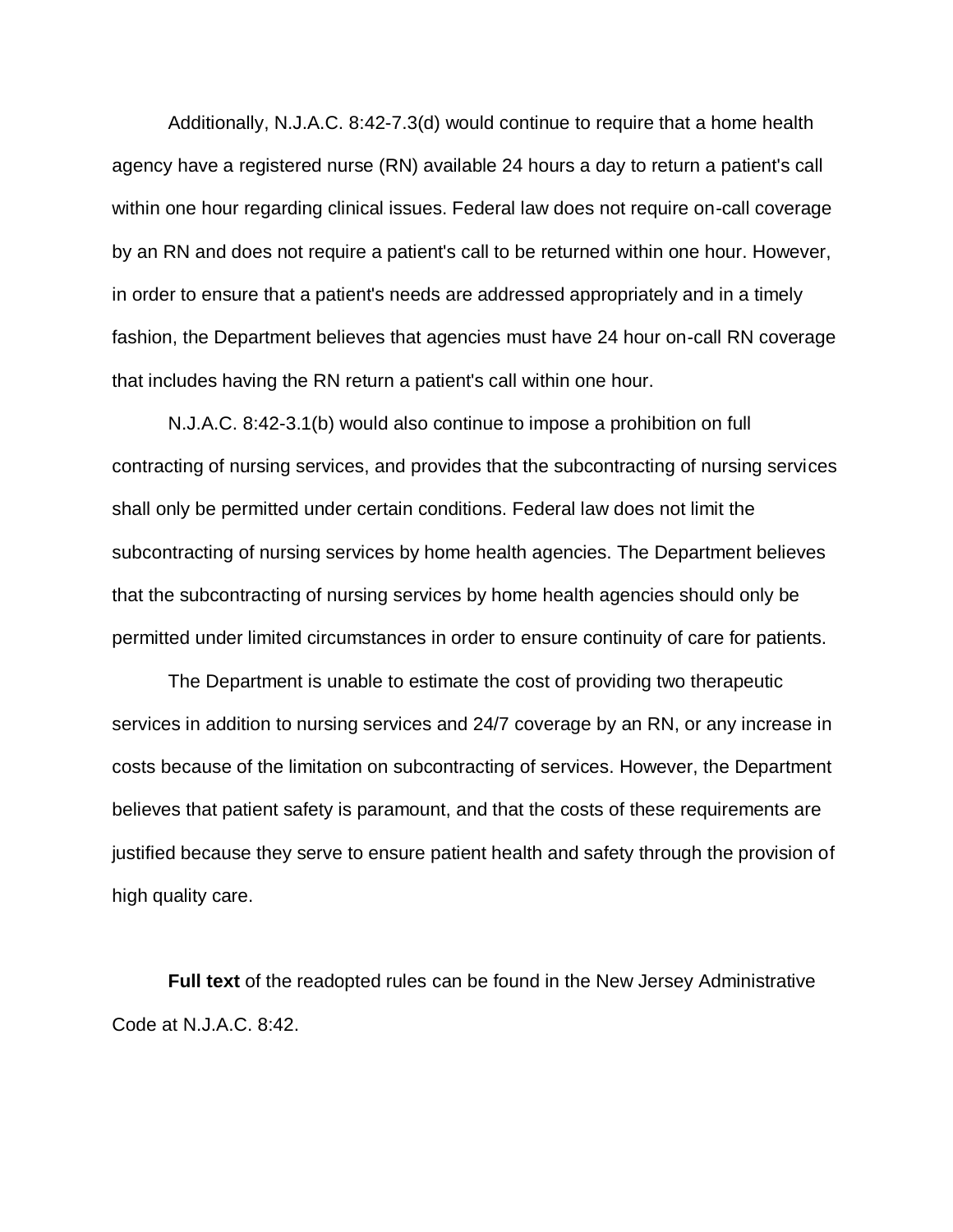Additionally, N.J.A.C. 8:42-7.3(d) would continue to require that a home health agency have a registered nurse (RN) available 24 hours a day to return a patient's call within one hour regarding clinical issues. Federal law does not require on-call coverage by an RN and does not require a patient's call to be returned within one hour. However, in order to ensure that a patient's needs are addressed appropriately and in a timely fashion, the Department believes that agencies must have 24 hour on-call RN coverage that includes having the RN return a patient's call within one hour.

N.J.A.C. 8:42-3.1(b) would also continue to impose a prohibition on full contracting of nursing services, and provides that the subcontracting of nursing services shall only be permitted under certain conditions. Federal law does not limit the subcontracting of nursing services by home health agencies. The Department believes that the subcontracting of nursing services by home health agencies should only be permitted under limited circumstances in order to ensure continuity of care for patients.

The Department is unable to estimate the cost of providing two therapeutic services in addition to nursing services and 24/7 coverage by an RN, or any increase in costs because of the limitation on subcontracting of services. However, the Department believes that patient safety is paramount, and that the costs of these requirements are justified because they serve to ensure patient health and safety through the provision of high quality care.

**Full text** of the readopted rules can be found in the New Jersey Administrative Code at N.J.A.C. 8:42.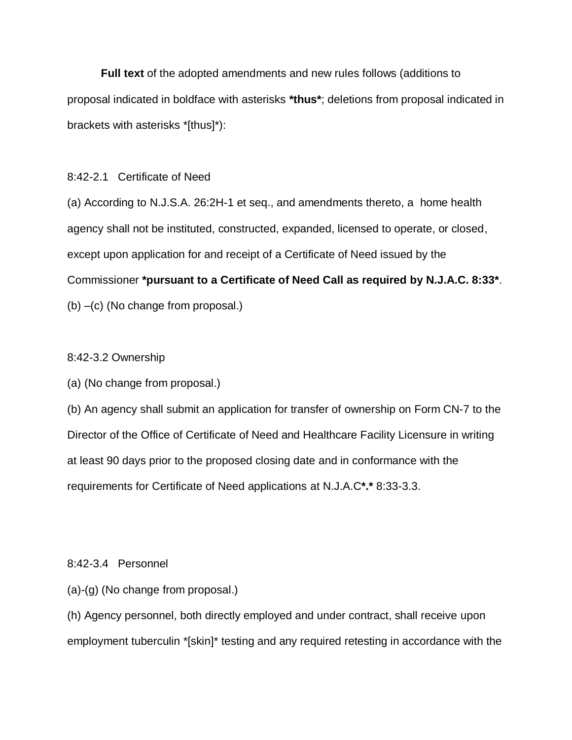**Full text** of the adopted amendments and new rules follows (additions to proposal indicated in boldface with asterisks ***thus***; deletions from proposal indicated in brackets with asterisks *[thus]*):

8:42-2.1 Certificate of Need

(a) According to N.J.S.A. 26:2H-1 et seq., and amendments thereto, a home health agency shall not be instituted, constructed, expanded, licensed to operate, or closed, except upon application for and receipt of a Certificate of Need issued by the Commissioner ***pursuant to a Certificate of Need Call as required by N.J.A.C. 8:33***.

(b) –(c) (No change from proposal.)

8:42-3.2 Ownership

(a) (No change from proposal.)

(b) An agency shall submit an application for transfer of ownership on Form CN-7 to the Director of the Office of Certificate of Need and Healthcare Facility Licensure in writing at least 90 days prior to the proposed closing date and in conformance with the requirements for Certificate of Need applications at N.J.A.C***.*** 8:33-3.3.

8:42-3.4 Personnel

(a)-(g) (No change from proposal.)

(h) Agency personnel, both directly employed and under contract, shall receive upon employment tuberculin *[skin]* testing and any required retesting in accordance with the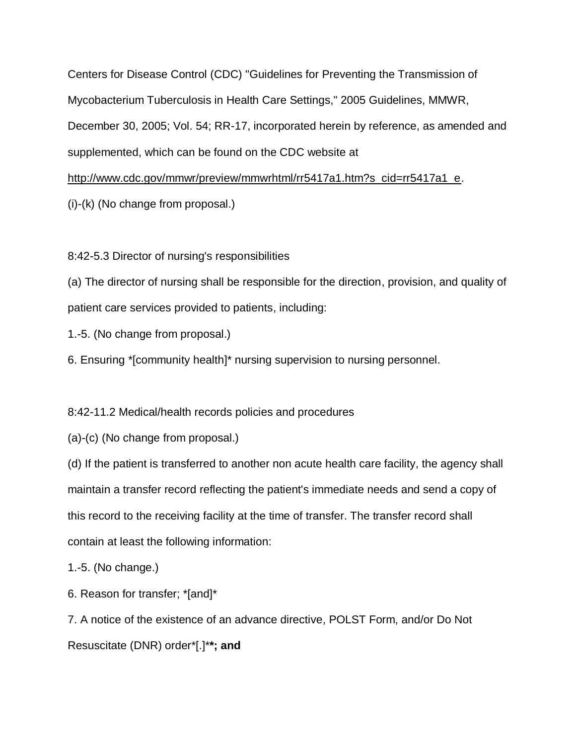Centers for Disease Control (CDC) "Guidelines for Preventing the Transmission of Mycobacterium Tuberculosis in Health Care Settings," 2005 Guidelines, MMWR, December 30, 2005; Vol. 54; RR-17, incorporated herein by reference, as amended and supplemented, which can be found on the CDC website at http://www.cdc.gov/mmwr/preview/mmwrhtml/rr5417a1.htm?s_cid=rr5417a1_e.

(i)-(k) (No change from proposal.)

8:42-5.3 Director of nursing's responsibilities

(a) The director of nursing shall be responsible for the direction, provision, and quality of patient care services provided to patients, including:

1.-5. (No change from proposal.)

6. Ensuring *[community health]* nursing supervision to nursing personnel.

8:42-11.2 Medical/health records policies and procedures

(a)-(c) (No change from proposal.)

(d) If the patient is transferred to another non acute health care facility, the agency shall maintain a transfer record reflecting the patient's immediate needs and send a copy of this record to the receiving facility at the time of transfer. The transfer record shall contain at least the following information:

1.-5. (No change.)

6. Reason for transfer; *[and]*

7. A notice of the existence of an advance directive, POLST Form, and/or Do Not Resuscitate (DNR) order*[.]* ***; and**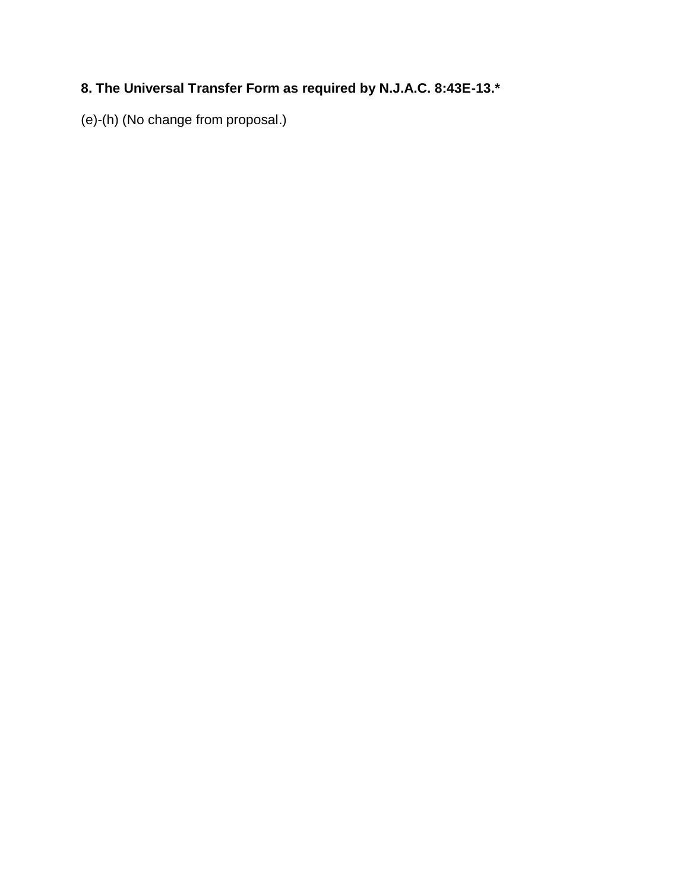**8. The Universal Transfer Form as required by N.J.A.C. 8:43E-13.***

(e)-(h) (No change from proposal.)